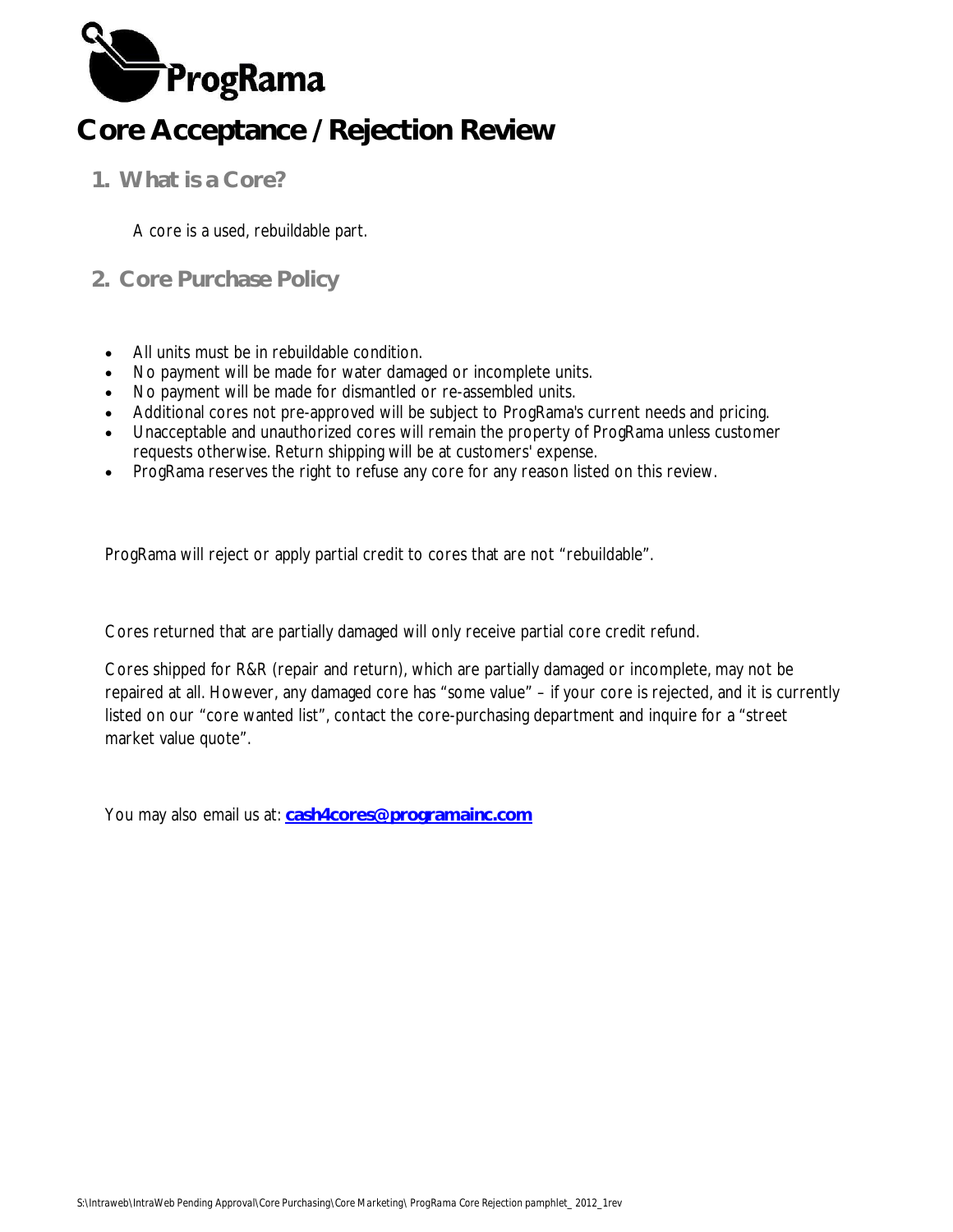ProgRama

# Core Acceptance / Rejection Review

## 1. What is a Core?

A core is a used, rebuildable part.

## 2. Core Purchase Policy

- All units must be in rebuildable condition.
- No payment will be made for water damaged or incomplete units.
- No payment will be made for dismantled or re-assembled units.
- Additional cores not pre-approved will be subject to ProgRama's current needs and pricing.
- Unacceptable and unauthorized cores will remain the property of ProgRama unless customer requests otherwise. Return shipping will be at customers' expense.
- ProgRama reserves the right to refuse any core for any reason listed on this review.

ProgRama will reject or apply partial credit to cores that are not "rebuildable".

Cores returned that are partially damaged will only receive partial core credit refund.

Cores shipped for R&R (repair and return), which are partially damaged or incomplete, may not be repaired at all. However, any damaged core has "some value" – if your core is rejected, and it is currently listed on our "core wanted list", contact the core-purchasing department and inquire for a "street market value quote".

You may also email us at: **cash4cores@programainc.com**

S:\Intraweb\IntraWeb Pending Approval\Core Purchasing\Core Marketing\ ProgRama Core Rejection pamphlet_ 2012_1rev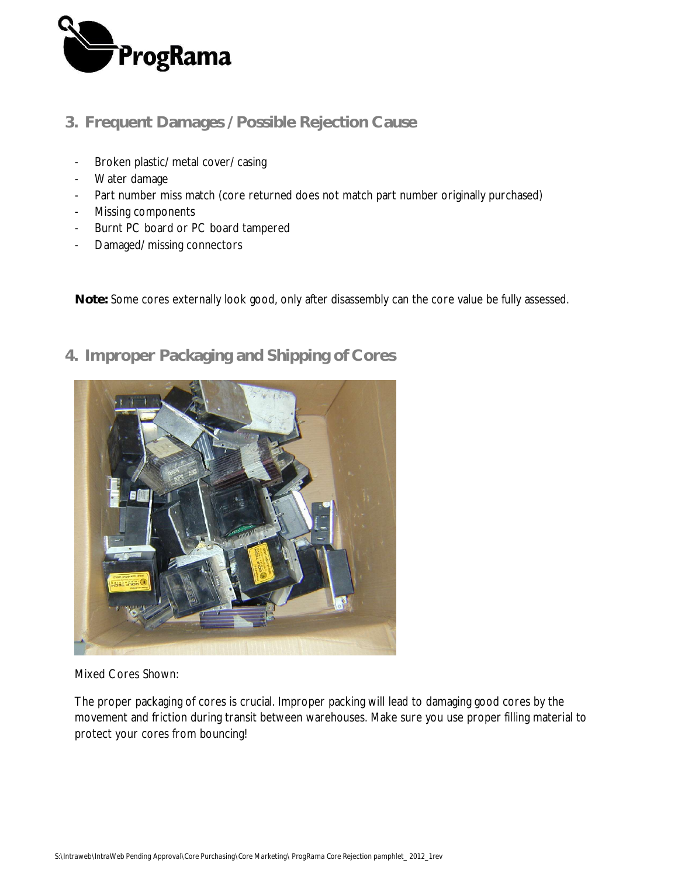## 3. Frequent Damages / Possible Rejection Cause

- Broken plastic/ metal cover/ casing
- Water damage
- Part number miss match (core returned does not match part number originally purchased)
- Missing components
- Burnt PC board or PC board tampered
- Damaged/ missing connectors

**Note:** Some cores externally look good, only after disassembly can the core value be fully assessed.

## 4. Improper Packaging and Shipping of Cores

Mixed Cores Shown:

The proper packaging of cores is crucial. Improper packing will lead to damaging good cores by the movement and friction during transit between warehouses. Make sure you use proper filling material to protect your cores from bouncing!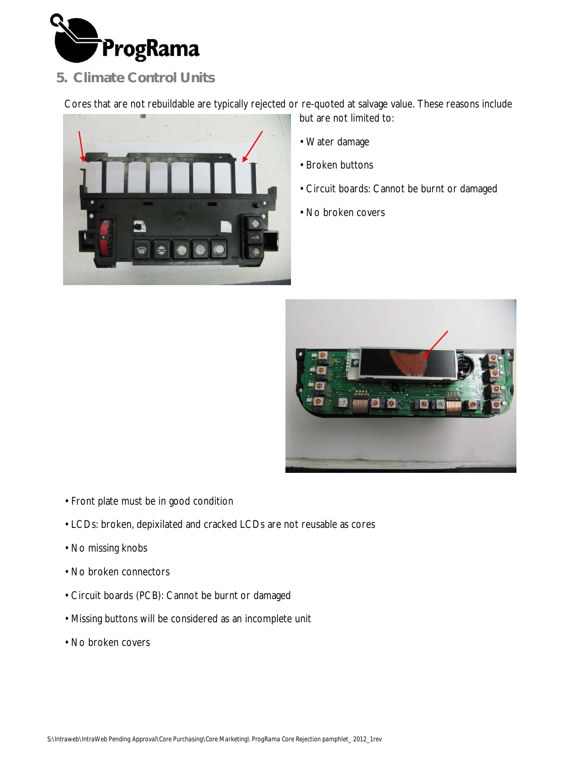## 5. Climate Control Units

Cores that are not rebuildable are typically rejected or re-quoted at salvage value. These reasons include but are not limited to:

- Water damage
- Broken buttons
- Circuit boards: Cannot be burnt or damaged
- No broken covers

- Front plate must be in good condition
- LCDs: broken, depixilated and cracked LCDs are not reusable as cores
- No missing knobs
- No broken connectors
- Circuit boards (PCB): Cannot be burnt or damaged
- Missing buttons will be considered as an incomplete unit
- No broken covers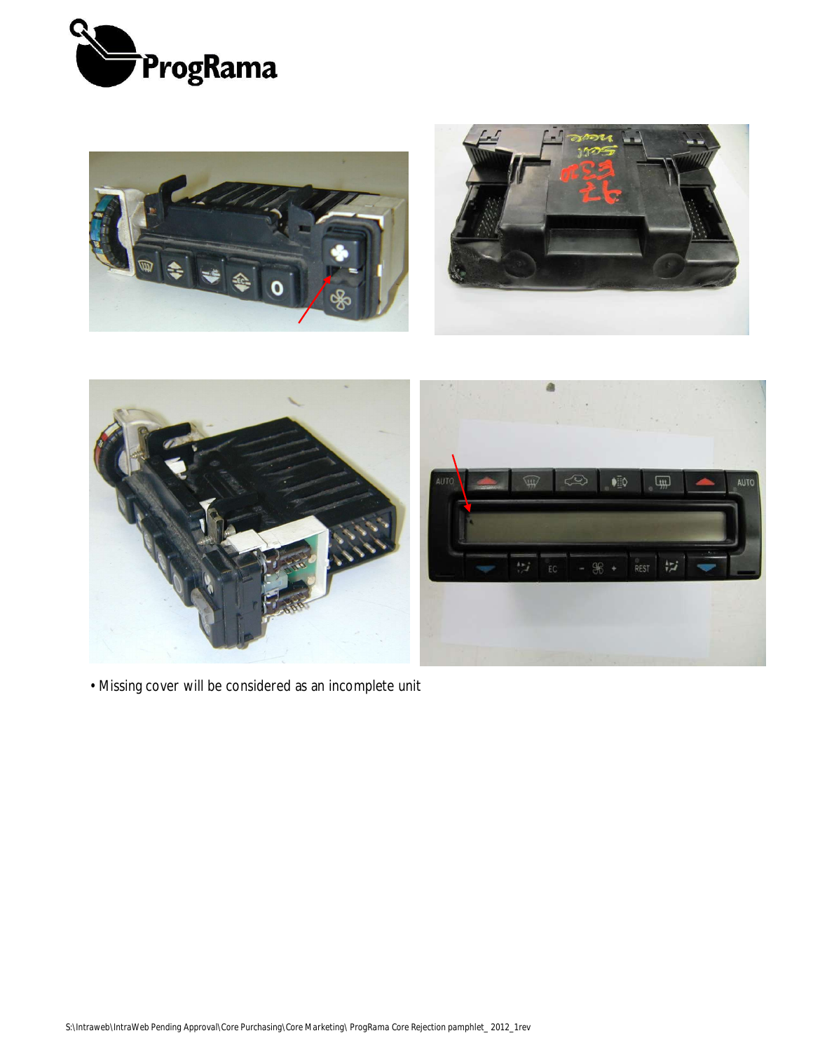• Missing cover will be considered as an incomplete unit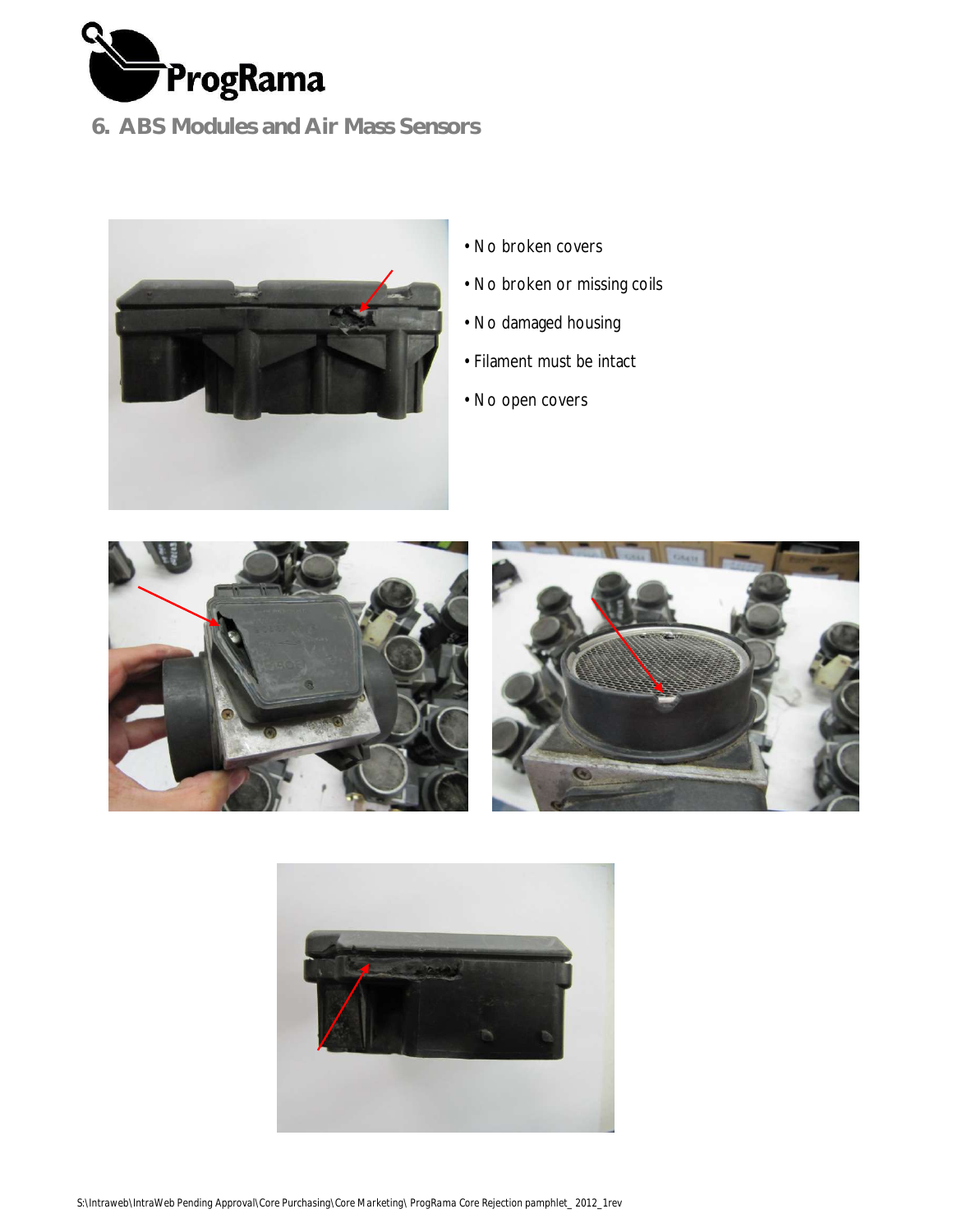## 6. ABS Modules and Air Mass Sensors

- No broken covers
- No broken or missing coils
- No damaged housing
- Filament must be intact
- No open covers